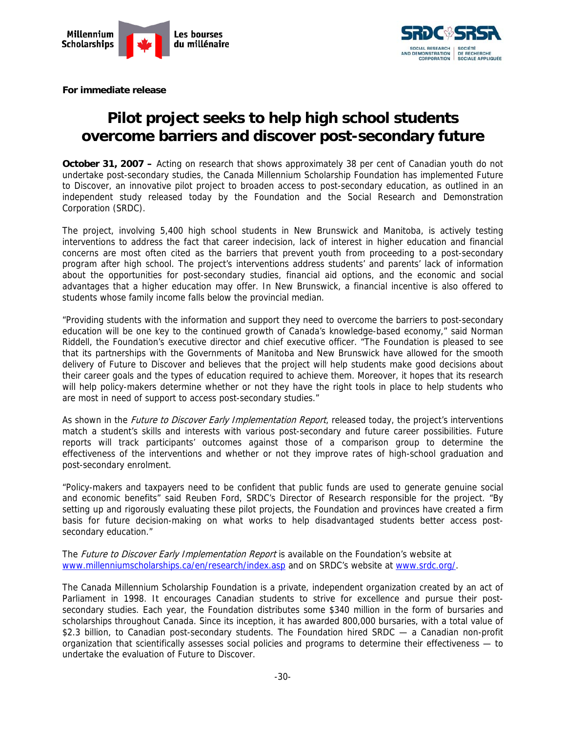**For immediate release**

# Pilot project seeks to help high school students overcome barriers and discover post-secondary future

**October 31, 2007 –** Acting on research that shows approximately 38 per cent of Canadian youth do not undertake post-secondary studies, the Canada Millennium Scholarship Foundation has implemented Future to Discover, an innovative pilot project to broaden access to post-secondary education, as outlined in an independent study released today by the Foundation and the Social Research and Demonstration Corporation (SRDC).

The project, involving 5,400 high school students in New Brunswick and Manitoba, is actively testing interventions to address the fact that career indecision, lack of interest in higher education and financial concerns are most often cited as the barriers that prevent youth from proceeding to a post-secondary program after high school. The project's interventions address students' and parents' lack of information about the opportunities for post-secondary studies, financial aid options, and the economic and social advantages that a higher education may offer. In New Brunswick, a financial incentive is also offered to students whose family income falls below the provincial median.

"Providing students with the information and support they need to overcome the barriers to post-secondary education will be one key to the continued growth of Canada's knowledge-based economy," said Norman Riddell, the Foundation's executive director and chief executive officer. "The Foundation is pleased to see that its partnerships with the Governments of Manitoba and New Brunswick have allowed for the smooth delivery of Future to Discover and believes that the project will help students make good decisions about their career goals and the types of education required to achieve them. Moreover, it hopes that its research will help policy-makers determine whether or not they have the right tools in place to help students who are most in need of support to access post-secondary studies."

As shown in the *Future to Discover Early Implementation Report*, released today, the project's interventions match a student's skills and interests with various post-secondary and future career possibilities. Future reports will track participants' outcomes against those of a comparison group to determine the effectiveness of the interventions and whether or not they improve rates of high-school graduation and post-secondary enrolment.

"Policy-makers and taxpayers need to be confident that public funds are used to generate genuine social and economic benefits" said Reuben Ford, SRDC's Director of Research responsible for the project. "By setting up and rigorously evaluating these pilot projects, the Foundation and provinces have created a firm basis for future decision-making on what works to help disadvantaged students better access post-secondary education."

The *Future to Discover Early Implementation Report* is available on the Foundation's website at www.millenniumscholarships.ca/en/research/index.asp and on SRDC's website at www.srdc.org/.

The Canada Millennium Scholarship Foundation is a private, independent organization created by an act of Parliament in 1998. It encourages Canadian students to strive for excellence and pursue their post-secondary studies. Each year, the Foundation distributes some $340 million in the form of bursaries and scholarships throughout Canada. Since its inception, it has awarded 800,000 bursaries, with a total value of $2.3 billion, to Canadian post-secondary students. The Foundation hired SRDC — a Canadian non-profit organization that scientifically assesses social policies and programs to determine their effectiveness — to undertake the evaluation of Future to Discover.

-30-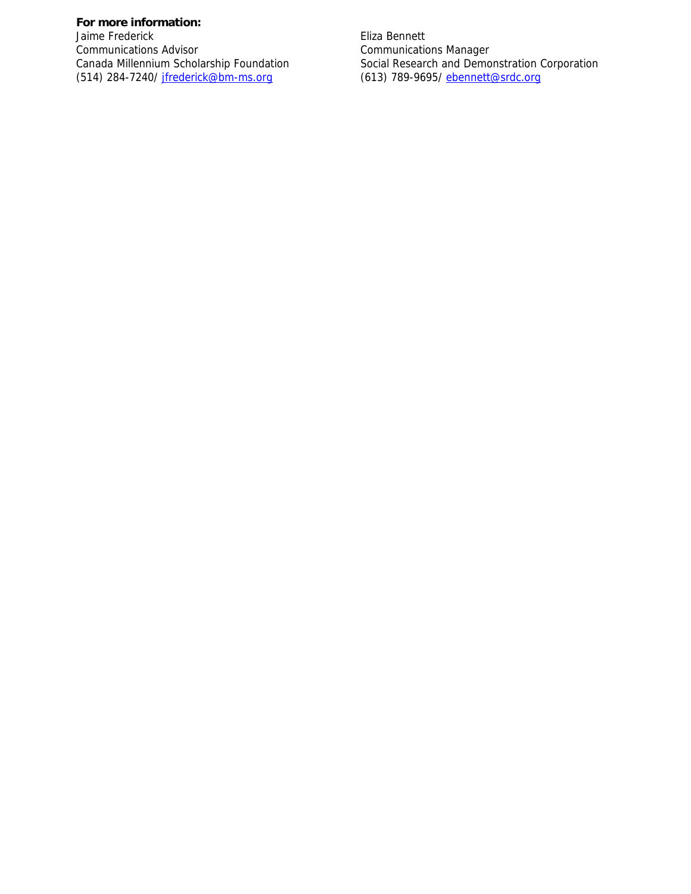**For more information:**

Jaime Frederick
Communications Advisor
Canada Millennium Scholarship Foundation
(514) 284-7240/ jfrederick@bm-ms.org

Eliza Bennett
Communications Manager
Social Research and Demonstration Corporation
(613) 789-9695/ ebennett@srdc.org